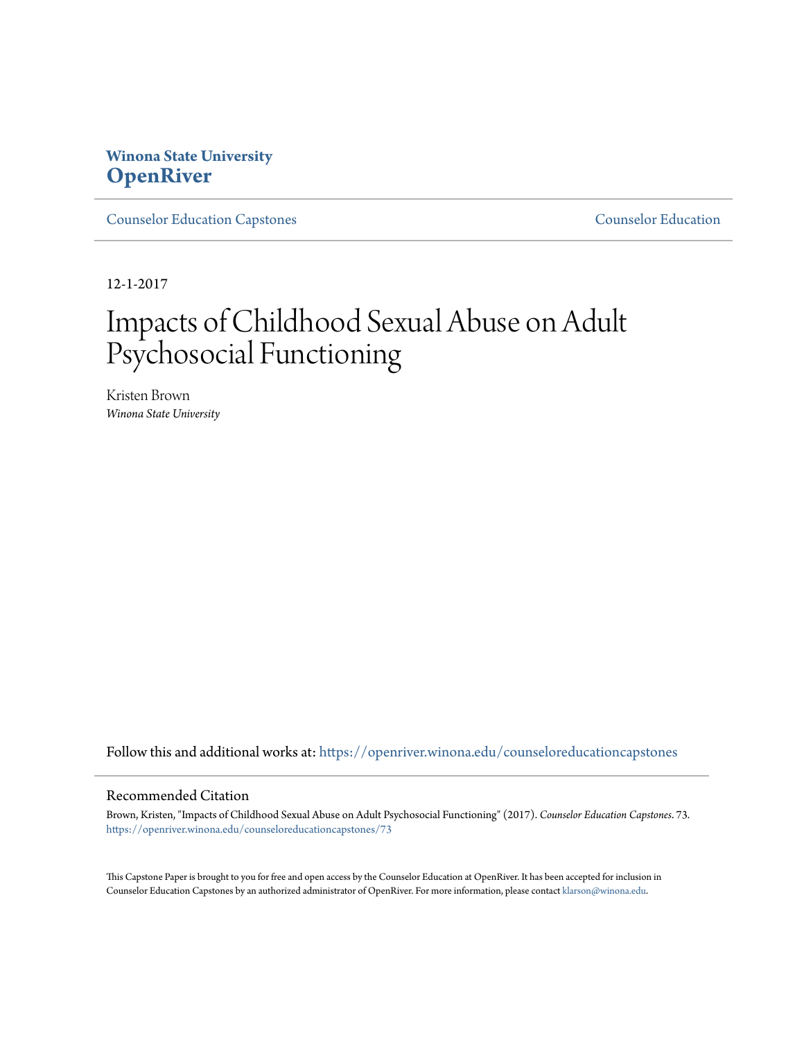# Winona State University
# OpenRiver

Counselor Education Capstones | Counselor Education

12-1-2017

# Impacts of Childhood Sexual Abuse on Adult Psychosocial Functioning

Kristen Brown
*Winona State University*

Follow this and additional works at: https://openriver.winona.edu/counseloreducationcapstones

## Recommended Citation

Brown, Kristen, "Impacts of Childhood Sexual Abuse on Adult Psychosocial Functioning" (2017). *Counselor Education Capstones*. 73.
https://openriver.winona.edu/counseloreducationcapstones/73

This Capstone Paper is brought to you for free and open access by the Counselor Education at OpenRiver. It has been accepted for inclusion in Counselor Education Capstones by an authorized administrator of OpenRiver. For more information, please contact klarson@winona.edu.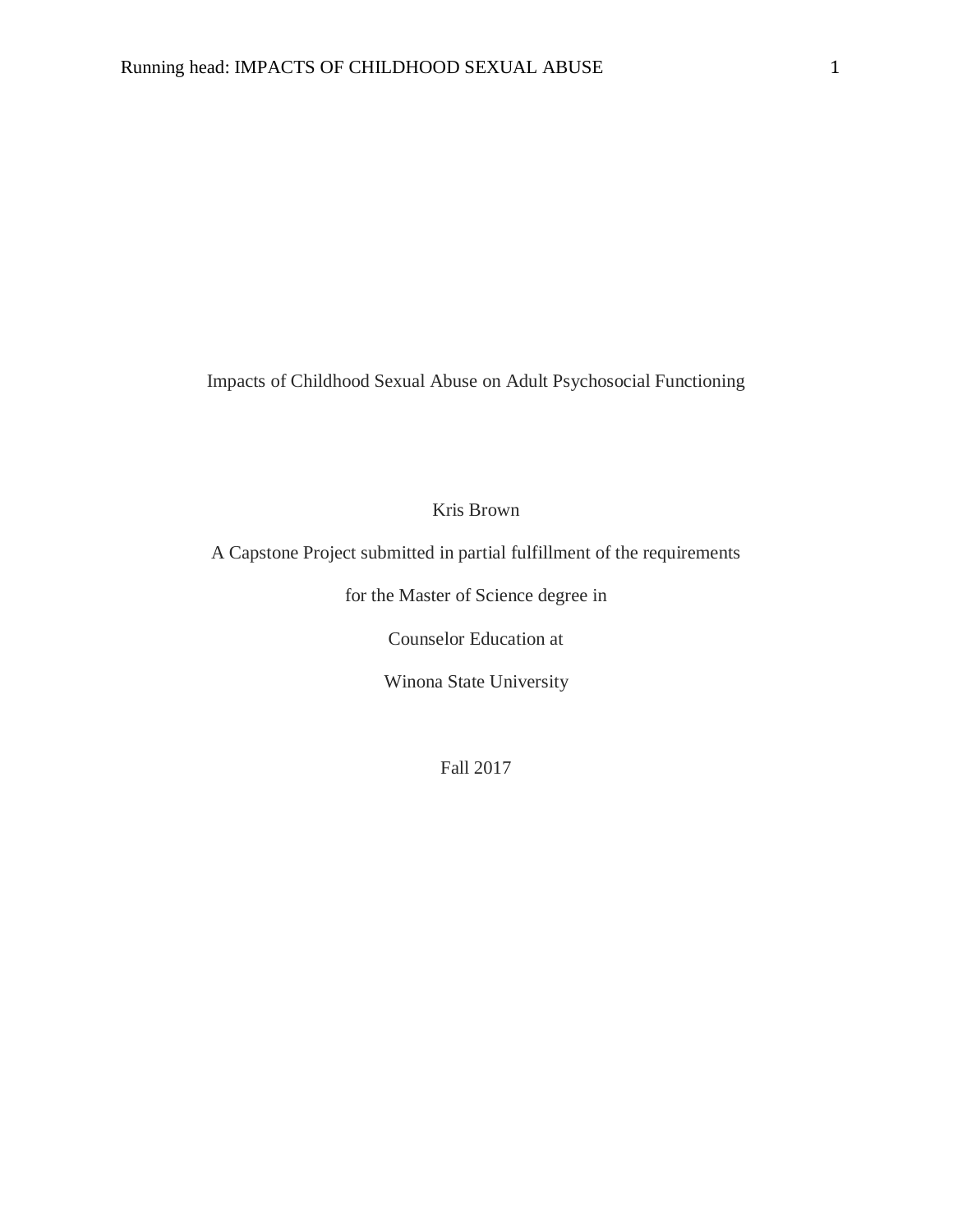# Impacts of Childhood Sexual Abuse on Adult Psychosocial Functioning

Kris Brown

A Capstone Project submitted in partial fulfillment of the requirements

for the Master of Science degree in

Counselor Education at

Winona State University

Fall 2017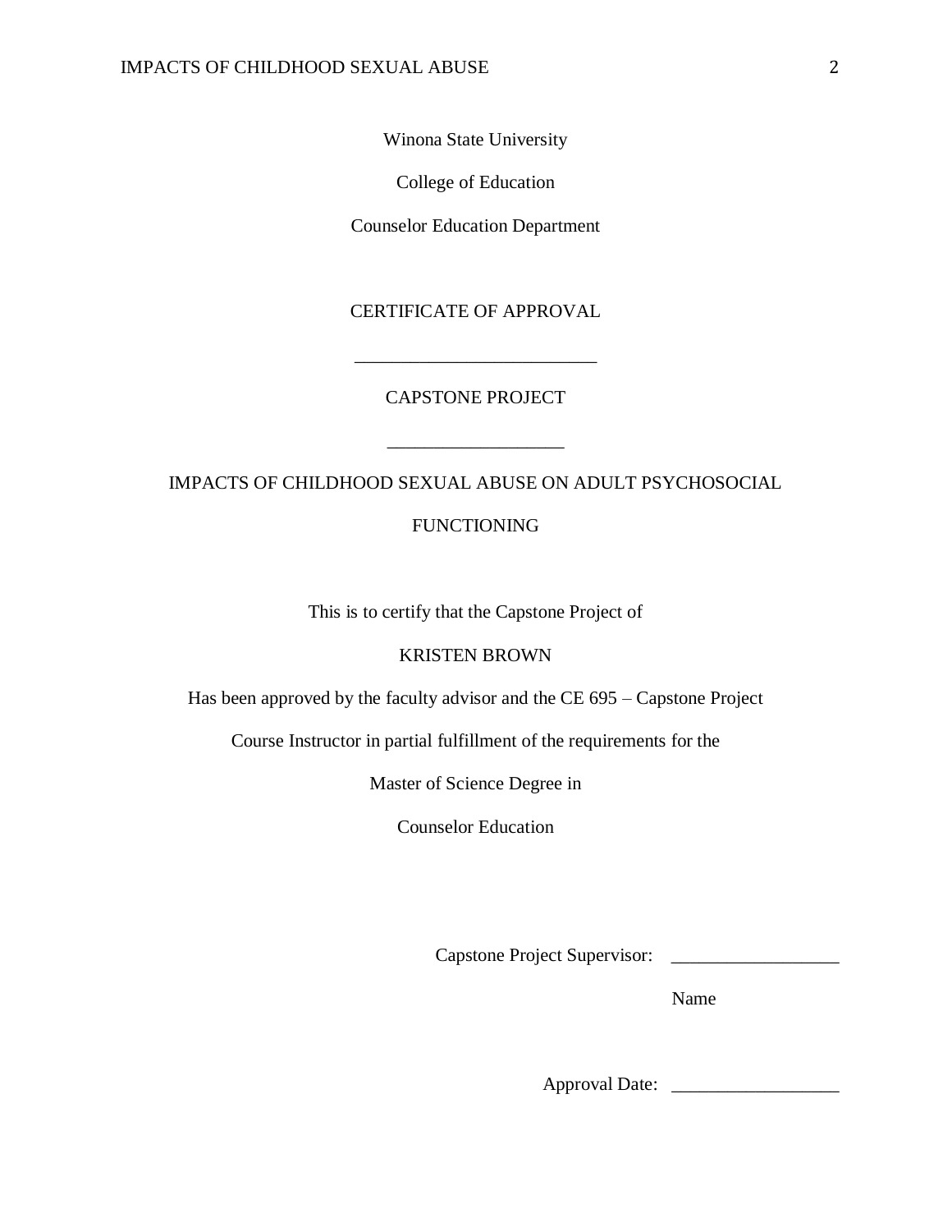Winona State University

College of Education

Counselor Education Department

CERTIFICATE OF APPROVAL

___________________________

CAPSTONE PROJECT

___________________

IMPACTS OF CHILDHOOD SEXUAL ABUSE ON ADULT PSYCHOSOCIAL FUNCTIONING

This is to certify that the Capstone Project of

KRISTEN BROWN

Has been approved by the faculty advisor and the CE 695 – Capstone Project

Course Instructor in partial fulfillment of the requirements for the

Master of Science Degree in

Counselor Education

Capstone Project Supervisor: __________________

Name

Approval Date: __________________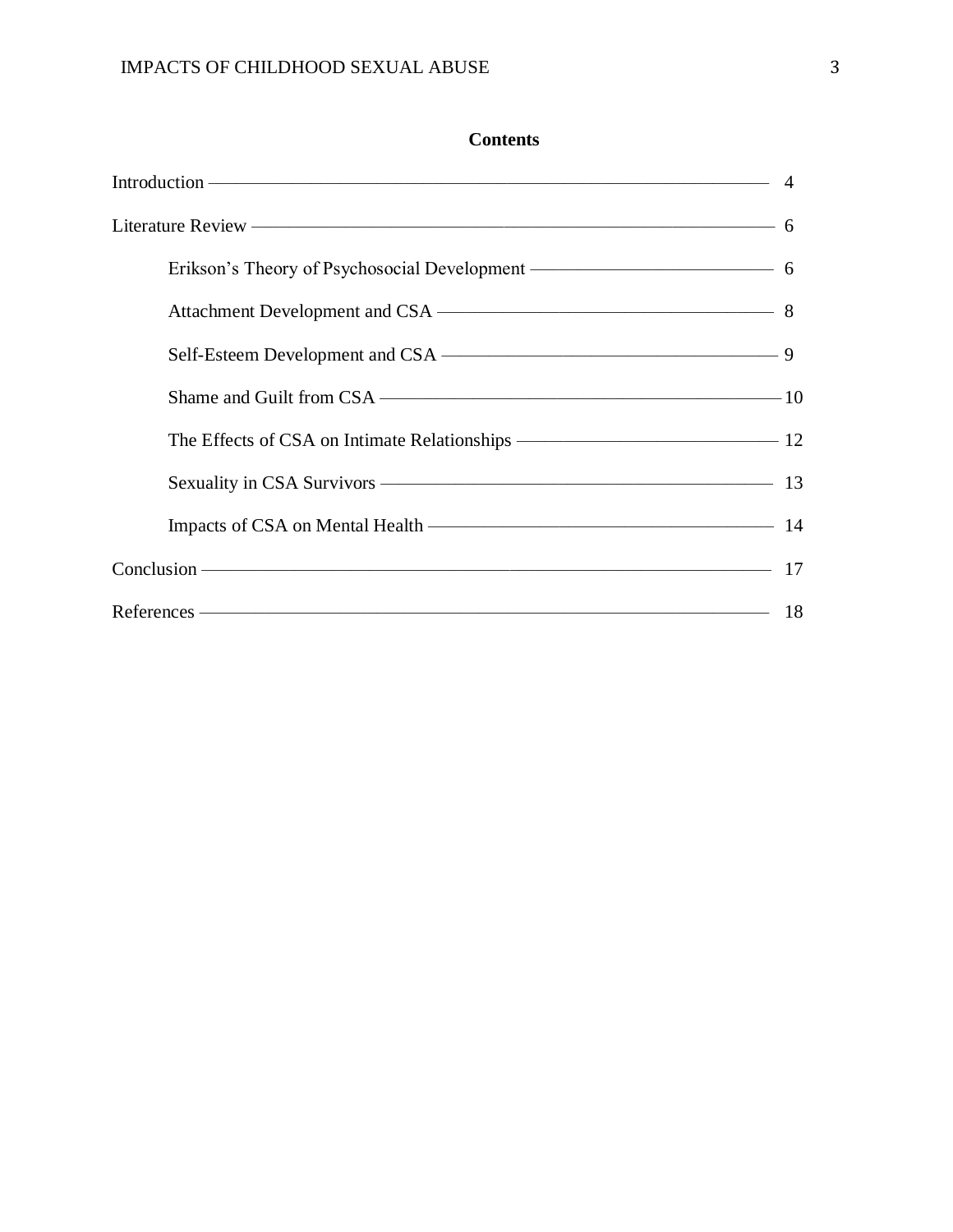**Contents**

Introduction — 4

Literature Review — 6

- Erikson's Theory of Psychosocial Development — 6
- Attachment Development and CSA — 8
- Self-Esteem Development and CSA — 9
- Shame and Guilt from CSA — 10
- The Effects of CSA on Intimate Relationships — 12
- Sexuality in CSA Survivors — 13
- Impacts of CSA on Mental Health — 14

Conclusion — 17

References — 18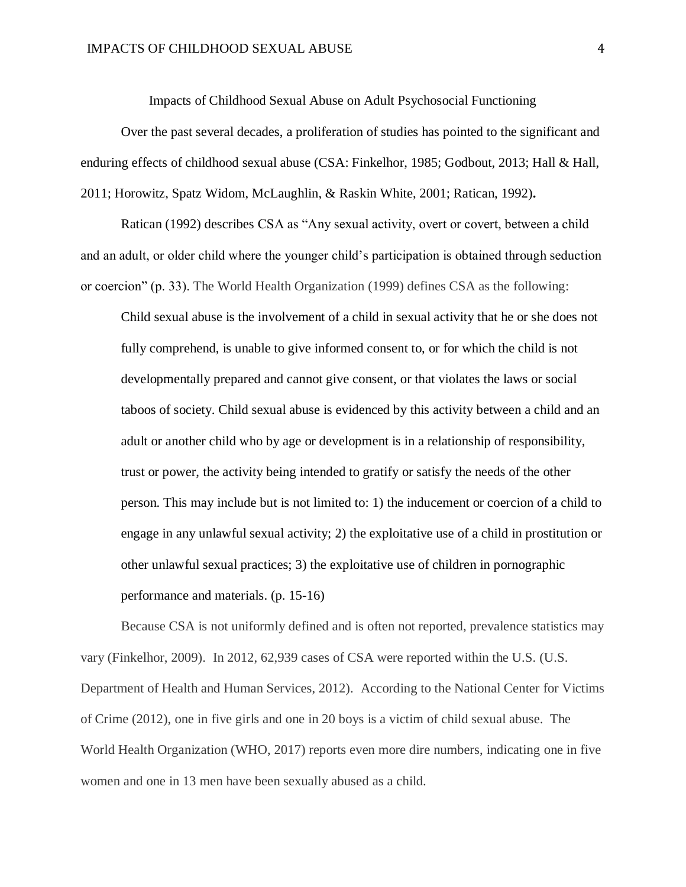# Impacts of Childhood Sexual Abuse on Adult Psychosocial Functioning

Over the past several decades, a proliferation of studies has pointed to the significant and enduring effects of childhood sexual abuse (CSA: Finkelhor, 1985; Godbout, 2013; Hall & Hall, 2011; Horowitz, Spatz Widom, McLaughlin, & Raskin White, 2001; Ratican, 1992).

Ratican (1992) describes CSA as "Any sexual activity, overt or covert, between a child and an adult, or older child where the younger child's participation is obtained through seduction or coercion" (p. 33). The World Health Organization (1999) defines CSA as the following:

> Child sexual abuse is the involvement of a child in sexual activity that he or she does not fully comprehend, is unable to give informed consent to, or for which the child is not developmentally prepared and cannot give consent, or that violates the laws or social taboos of society. Child sexual abuse is evidenced by this activity between a child and an adult or another child who by age or development is in a relationship of responsibility, trust or power, the activity being intended to gratify or satisfy the needs of the other person. This may include but is not limited to: 1) the inducement or coercion of a child to engage in any unlawful sexual activity; 2) the exploitative use of a child in prostitution or other unlawful sexual practices; 3) the exploitative use of children in pornographic performance and materials. (p. 15-16)

Because CSA is not uniformly defined and is often not reported, prevalence statistics may vary (Finkelhor, 2009). In 2012, 62,939 cases of CSA were reported within the U.S. (U.S. Department of Health and Human Services, 2012). According to the National Center for Victims of Crime (2012), one in five girls and one in 20 boys is a victim of child sexual abuse. The World Health Organization (WHO, 2017) reports even more dire numbers, indicating one in five women and one in 13 men have been sexually abused as a child.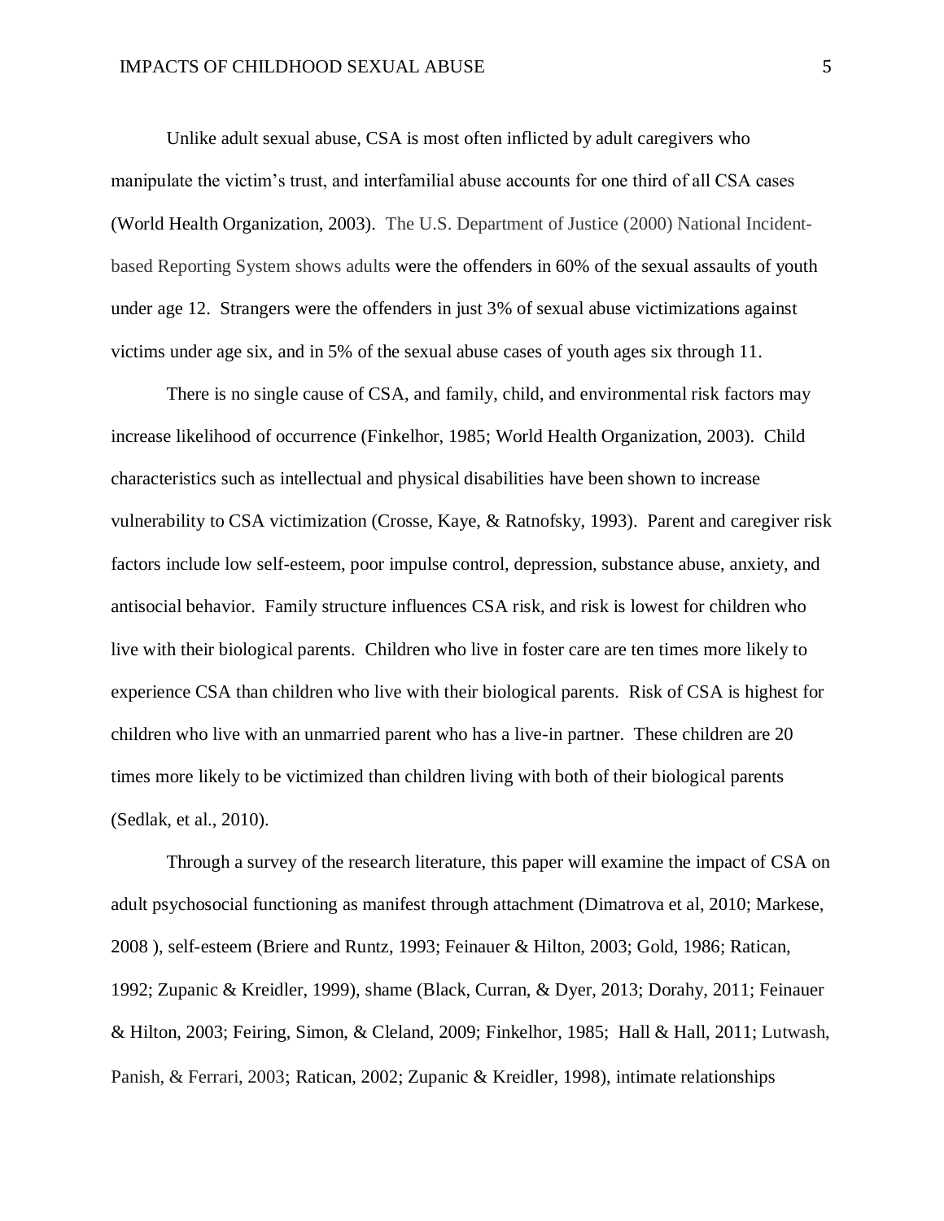Unlike adult sexual abuse, CSA is most often inflicted by adult caregivers who manipulate the victim's trust, and interfamilial abuse accounts for one third of all CSA cases (World Health Organization, 2003). The U.S. Department of Justice (2000) National Incident-based Reporting System shows adults were the offenders in 60% of the sexual assaults of youth under age 12. Strangers were the offenders in just 3% of sexual abuse victimizations against victims under age six, and in 5% of the sexual abuse cases of youth ages six through 11.

There is no single cause of CSA, and family, child, and environmental risk factors may increase likelihood of occurrence (Finkelhor, 1985; World Health Organization, 2003). Child characteristics such as intellectual and physical disabilities have been shown to increase vulnerability to CSA victimization (Crosse, Kaye, & Ratnofsky, 1993). Parent and caregiver risk factors include low self-esteem, poor impulse control, depression, substance abuse, anxiety, and antisocial behavior. Family structure influences CSA risk, and risk is lowest for children who live with their biological parents. Children who live in foster care are ten times more likely to experience CSA than children who live with their biological parents. Risk of CSA is highest for children who live with an unmarried parent who has a live-in partner. These children are 20 times more likely to be victimized than children living with both of their biological parents (Sedlak, et al., 2010).

Through a survey of the research literature, this paper will examine the impact of CSA on adult psychosocial functioning as manifest through attachment (Dimatrova et al, 2010; Markese, 2008 ), self-esteem (Briere and Runtz, 1993; Feinauer & Hilton, 2003; Gold, 1986; Ratican, 1992; Zupanic & Kreidler, 1999), shame (Black, Curran, & Dyer, 2013; Dorahy, 2011; Feinauer & Hilton, 2003; Feiring, Simon, & Cleland, 2009; Finkelhor, 1985; Hall & Hall, 2011; Lutwash, Panish, & Ferrari, 2003; Ratican, 2002; Zupanic & Kreidler, 1998), intimate relationships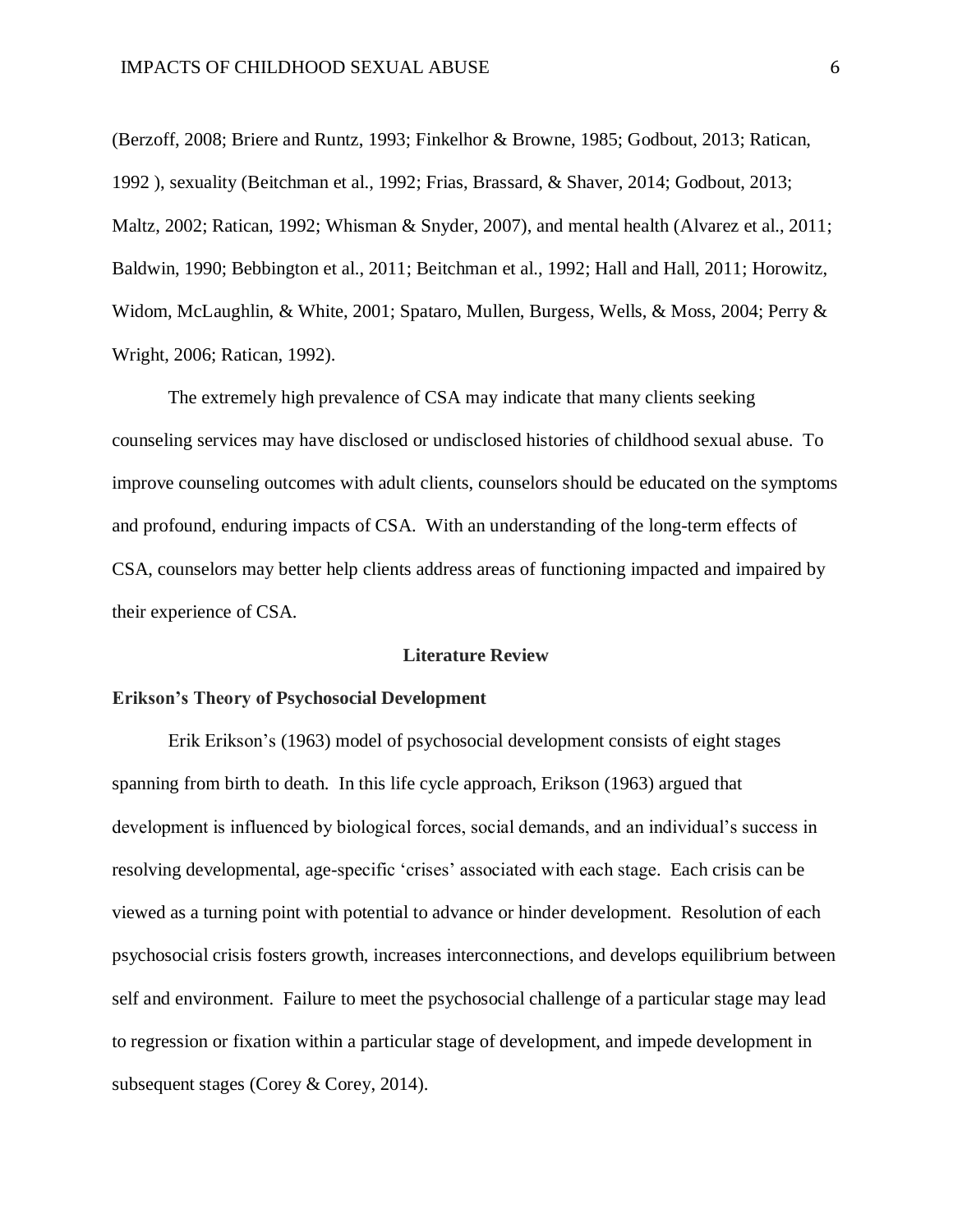(Berzoff, 2008; Briere and Runtz, 1993; Finkelhor & Browne, 1985; Godbout, 2013; Ratican, 1992 ), sexuality (Beitchman et al., 1992; Frias, Brassard, & Shaver, 2014; Godbout, 2013; Maltz, 2002; Ratican, 1992; Whisman & Snyder, 2007), and mental health (Alvarez et al., 2011; Baldwin, 1990; Bebbington et al., 2011; Beitchman et al., 1992; Hall and Hall, 2011; Horowitz, Widom, McLaughlin, & White, 2001; Spataro, Mullen, Burgess, Wells, & Moss, 2004; Perry & Wright, 2006; Ratican, 1992).

The extremely high prevalence of CSA may indicate that many clients seeking counseling services may have disclosed or undisclosed histories of childhood sexual abuse. To improve counseling outcomes with adult clients, counselors should be educated on the symptoms and profound, enduring impacts of CSA. With an understanding of the long-term effects of CSA, counselors may better help clients address areas of functioning impacted and impaired by their experience of CSA.

## Literature Review

### Erikson's Theory of Psychosocial Development

Erik Erikson's (1963) model of psychosocial development consists of eight stages spanning from birth to death. In this life cycle approach, Erikson (1963) argued that development is influenced by biological forces, social demands, and an individual's success in resolving developmental, age-specific 'crises' associated with each stage. Each crisis can be viewed as a turning point with potential to advance or hinder development. Resolution of each psychosocial crisis fosters growth, increases interconnections, and develops equilibrium between self and environment. Failure to meet the psychosocial challenge of a particular stage may lead to regression or fixation within a particular stage of development, and impede development in subsequent stages (Corey & Corey, 2014).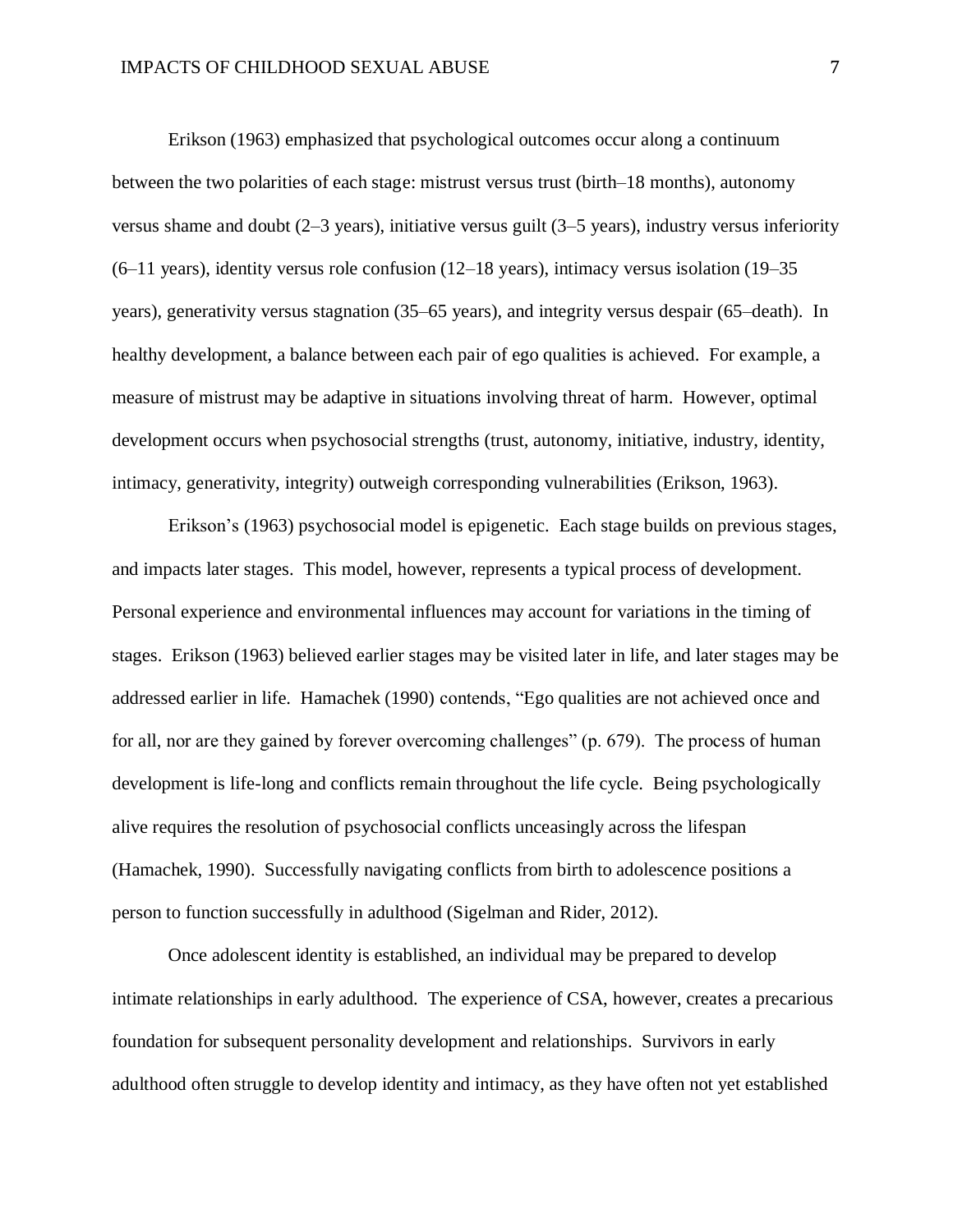Erikson (1963) emphasized that psychological outcomes occur along a continuum between the two polarities of each stage: mistrust versus trust (birth–18 months), autonomy versus shame and doubt (2–3 years), initiative versus guilt (3–5 years), industry versus inferiority (6–11 years), identity versus role confusion (12–18 years), intimacy versus isolation (19–35 years), generativity versus stagnation (35–65 years), and integrity versus despair (65–death). In healthy development, a balance between each pair of ego qualities is achieved. For example, a measure of mistrust may be adaptive in situations involving threat of harm. However, optimal development occurs when psychosocial strengths (trust, autonomy, initiative, industry, identity, intimacy, generativity, integrity) outweigh corresponding vulnerabilities (Erikson, 1963).

Erikson's (1963) psychosocial model is epigenetic. Each stage builds on previous stages, and impacts later stages. This model, however, represents a typical process of development. Personal experience and environmental influences may account for variations in the timing of stages. Erikson (1963) believed earlier stages may be visited later in life, and later stages may be addressed earlier in life. Hamachek (1990) contends, "Ego qualities are not achieved once and for all, nor are they gained by forever overcoming challenges" (p. 679). The process of human development is life-long and conflicts remain throughout the life cycle. Being psychologically alive requires the resolution of psychosocial conflicts unceasingly across the lifespan (Hamachek, 1990). Successfully navigating conflicts from birth to adolescence positions a person to function successfully in adulthood (Sigelman and Rider, 2012).

Once adolescent identity is established, an individual may be prepared to develop intimate relationships in early adulthood. The experience of CSA, however, creates a precarious foundation for subsequent personality development and relationships. Survivors in early adulthood often struggle to develop identity and intimacy, as they have often not yet established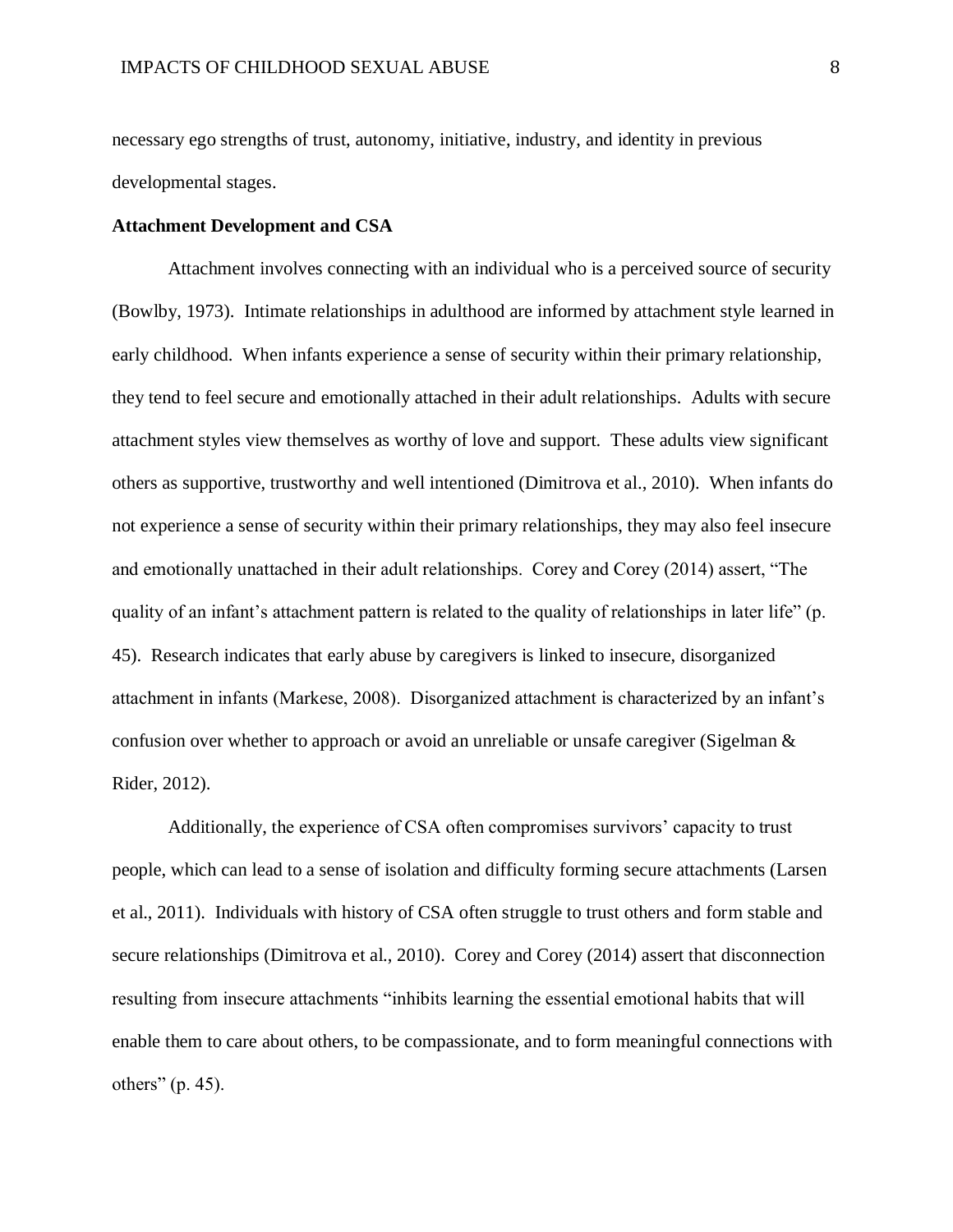necessary ego strengths of trust, autonomy, initiative, industry, and identity in previous developmental stages.

**Attachment Development and CSA**

Attachment involves connecting with an individual who is a perceived source of security (Bowlby, 1973). Intimate relationships in adulthood are informed by attachment style learned in early childhood. When infants experience a sense of security within their primary relationship, they tend to feel secure and emotionally attached in their adult relationships. Adults with secure attachment styles view themselves as worthy of love and support. These adults view significant others as supportive, trustworthy and well intentioned (Dimitrova et al., 2010). When infants do not experience a sense of security within their primary relationships, they may also feel insecure and emotionally unattached in their adult relationships. Corey and Corey (2014) assert, "The quality of an infant's attachment pattern is related to the quality of relationships in later life" (p. 45). Research indicates that early abuse by caregivers is linked to insecure, disorganized attachment in infants (Markese, 2008). Disorganized attachment is characterized by an infant's confusion over whether to approach or avoid an unreliable or unsafe caregiver (Sigelman & Rider, 2012).

Additionally, the experience of CSA often compromises survivors' capacity to trust people, which can lead to a sense of isolation and difficulty forming secure attachments (Larsen et al., 2011). Individuals with history of CSA often struggle to trust others and form stable and secure relationships (Dimitrova et al., 2010). Corey and Corey (2014) assert that disconnection resulting from insecure attachments "inhibits learning the essential emotional habits that will enable them to care about others, to be compassionate, and to form meaningful connections with others" (p. 45).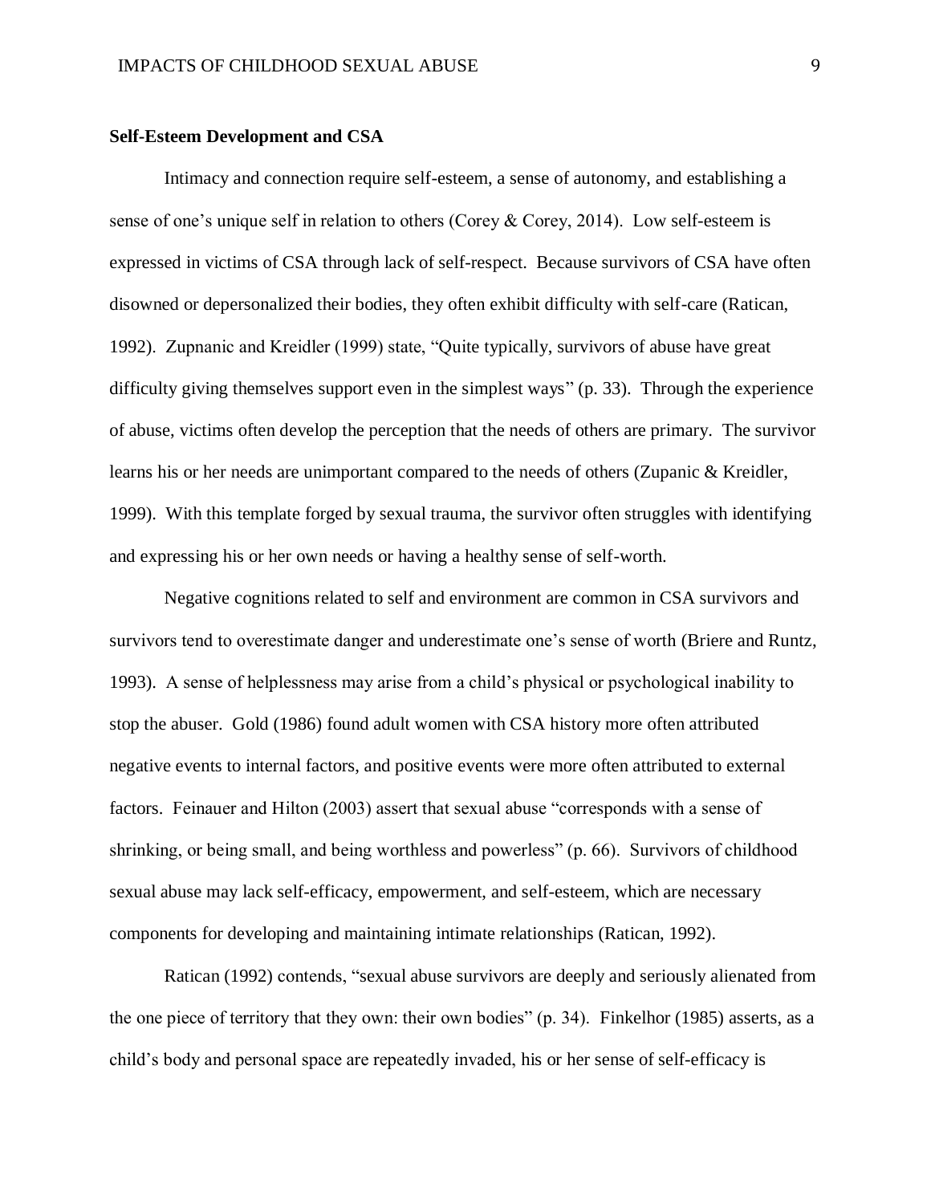**Self-Esteem Development and CSA**

Intimacy and connection require self-esteem, a sense of autonomy, and establishing a sense of one's unique self in relation to others (Corey & Corey, 2014). Low self-esteem is expressed in victims of CSA through lack of self-respect. Because survivors of CSA have often disowned or depersonalized their bodies, they often exhibit difficulty with self-care (Ratican, 1992). Zupnanic and Kreidler (1999) state, "Quite typically, survivors of abuse have great difficulty giving themselves support even in the simplest ways" (p. 33). Through the experience of abuse, victims often develop the perception that the needs of others are primary. The survivor learns his or her needs are unimportant compared to the needs of others (Zupanic & Kreidler, 1999). With this template forged by sexual trauma, the survivor often struggles with identifying and expressing his or her own needs or having a healthy sense of self-worth.

Negative cognitions related to self and environment are common in CSA survivors and survivors tend to overestimate danger and underestimate one's sense of worth (Briere and Runtz, 1993). A sense of helplessness may arise from a child's physical or psychological inability to stop the abuser. Gold (1986) found adult women with CSA history more often attributed negative events to internal factors, and positive events were more often attributed to external factors. Feinauer and Hilton (2003) assert that sexual abuse "corresponds with a sense of shrinking, or being small, and being worthless and powerless" (p. 66). Survivors of childhood sexual abuse may lack self-efficacy, empowerment, and self-esteem, which are necessary components for developing and maintaining intimate relationships (Ratican, 1992).

Ratican (1992) contends, "sexual abuse survivors are deeply and seriously alienated from the one piece of territory that they own: their own bodies" (p. 34). Finkelhor (1985) asserts, as a child's body and personal space are repeatedly invaded, his or her sense of self-efficacy is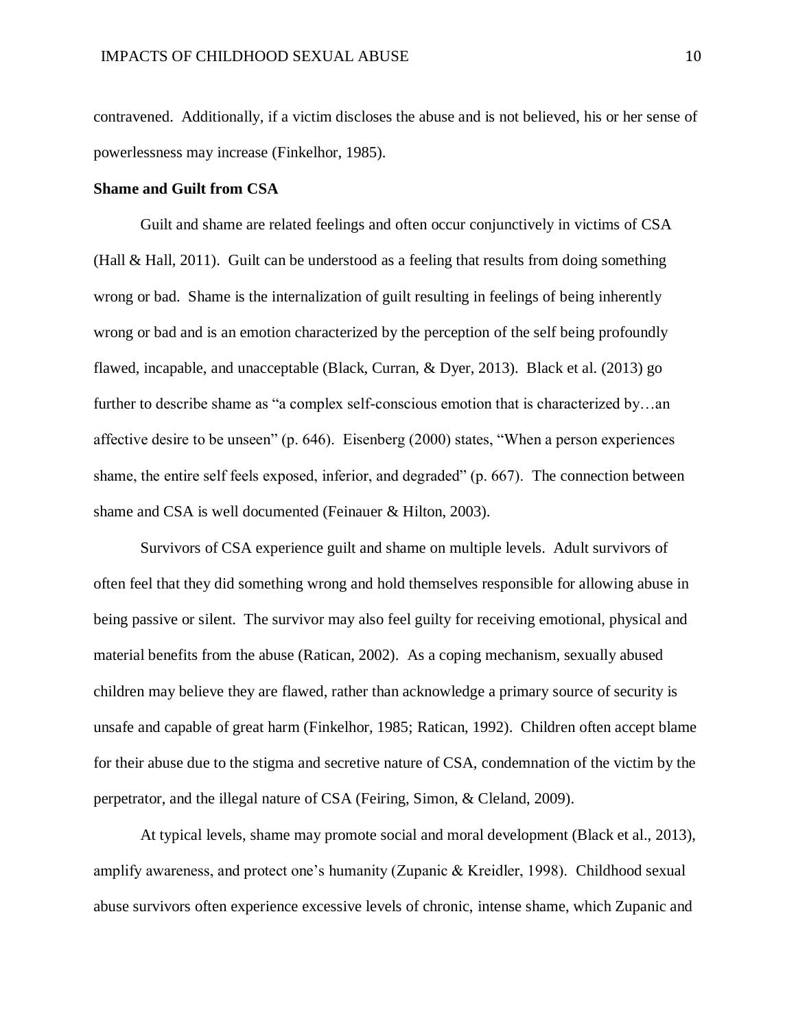contravened. Additionally, if a victim discloses the abuse and is not believed, his or her sense of powerlessness may increase (Finkelhor, 1985).

**Shame and Guilt from CSA**

Guilt and shame are related feelings and often occur conjunctively in victims of CSA (Hall & Hall, 2011). Guilt can be understood as a feeling that results from doing something wrong or bad. Shame is the internalization of guilt resulting in feelings of being inherently wrong or bad and is an emotion characterized by the perception of the self being profoundly flawed, incapable, and unacceptable (Black, Curran, & Dyer, 2013). Black et al. (2013) go further to describe shame as "a complex self-conscious emotion that is characterized by…an affective desire to be unseen" (p. 646). Eisenberg (2000) states, "When a person experiences shame, the entire self feels exposed, inferior, and degraded" (p. 667). The connection between shame and CSA is well documented (Feinauer & Hilton, 2003).

Survivors of CSA experience guilt and shame on multiple levels. Adult survivors of often feel that they did something wrong and hold themselves responsible for allowing abuse in being passive or silent. The survivor may also feel guilty for receiving emotional, physical and material benefits from the abuse (Ratican, 2002). As a coping mechanism, sexually abused children may believe they are flawed, rather than acknowledge a primary source of security is unsafe and capable of great harm (Finkelhor, 1985; Ratican, 1992). Children often accept blame for their abuse due to the stigma and secretive nature of CSA, condemnation of the victim by the perpetrator, and the illegal nature of CSA (Feiring, Simon, & Cleland, 2009).

At typical levels, shame may promote social and moral development (Black et al., 2013), amplify awareness, and protect one's humanity (Zupanic & Kreidler, 1998). Childhood sexual abuse survivors often experience excessive levels of chronic, intense shame, which Zupanic and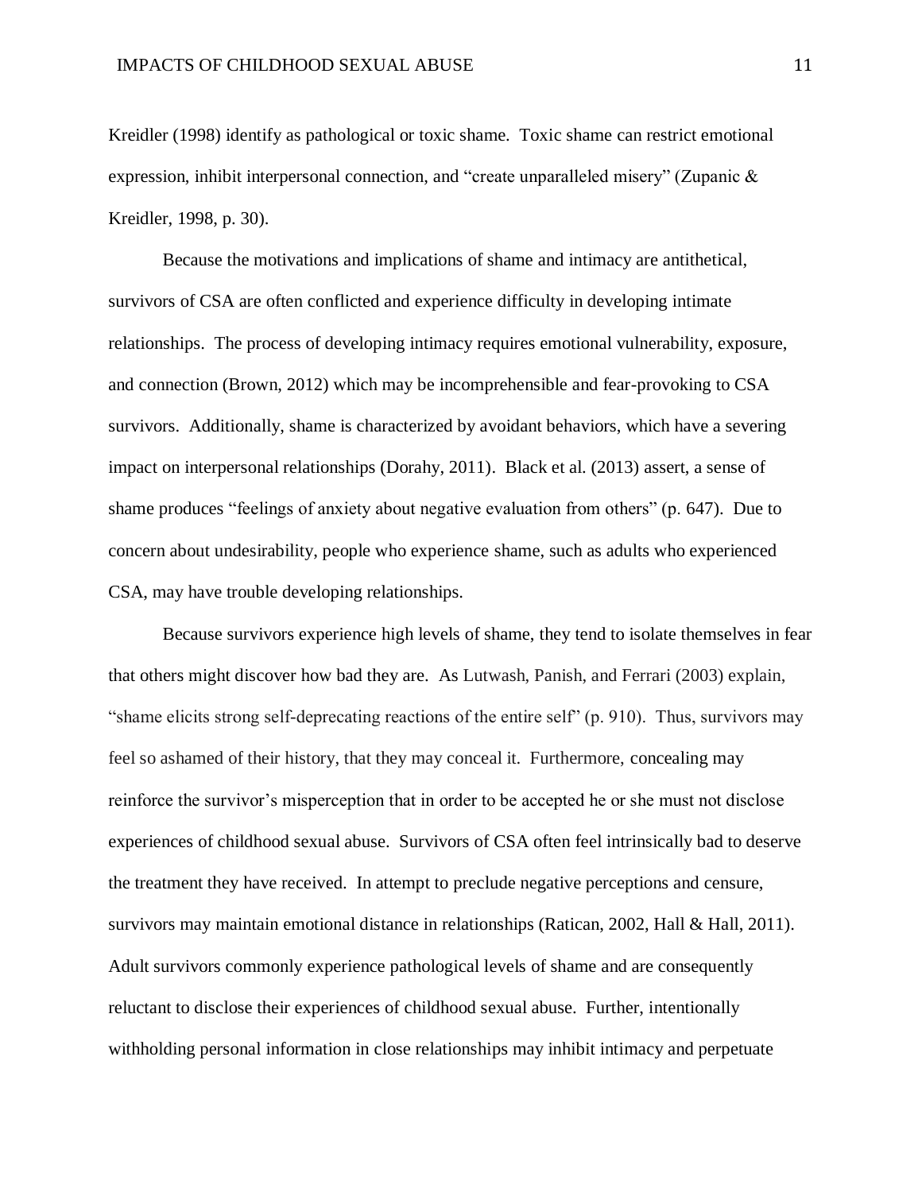Kreidler (1998) identify as pathological or toxic shame. Toxic shame can restrict emotional expression, inhibit interpersonal connection, and "create unparalleled misery" (Zupanic & Kreidler, 1998, p. 30).

Because the motivations and implications of shame and intimacy are antithetical, survivors of CSA are often conflicted and experience difficulty in developing intimate relationships. The process of developing intimacy requires emotional vulnerability, exposure, and connection (Brown, 2012) which may be incomprehensible and fear-provoking to CSA survivors. Additionally, shame is characterized by avoidant behaviors, which have a severing impact on interpersonal relationships (Dorahy, 2011). Black et al. (2013) assert, a sense of shame produces "feelings of anxiety about negative evaluation from others" (p. 647). Due to concern about undesirability, people who experience shame, such as adults who experienced CSA, may have trouble developing relationships.

Because survivors experience high levels of shame, they tend to isolate themselves in fear that others might discover how bad they are. As Lutwash, Panish, and Ferrari (2003) explain, "shame elicits strong self-deprecating reactions of the entire self" (p. 910). Thus, survivors may feel so ashamed of their history, that they may conceal it. Furthermore, concealing may reinforce the survivor's misperception that in order to be accepted he or she must not disclose experiences of childhood sexual abuse. Survivors of CSA often feel intrinsically bad to deserve the treatment they have received. In attempt to preclude negative perceptions and censure, survivors may maintain emotional distance in relationships (Ratican, 2002, Hall & Hall, 2011). Adult survivors commonly experience pathological levels of shame and are consequently reluctant to disclose their experiences of childhood sexual abuse. Further, intentionally withholding personal information in close relationships may inhibit intimacy and perpetuate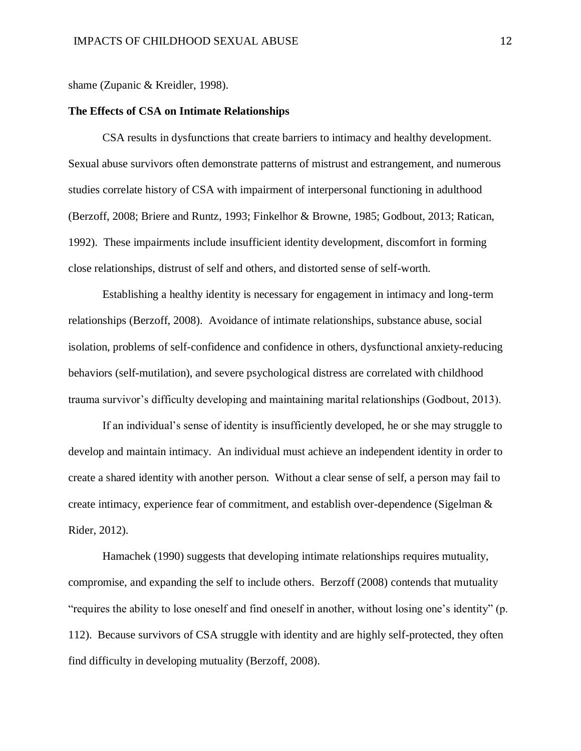shame (Zupanic & Kreidler, 1998).

**The Effects of CSA on Intimate Relationships**

CSA results in dysfunctions that create barriers to intimacy and healthy development. Sexual abuse survivors often demonstrate patterns of mistrust and estrangement, and numerous studies correlate history of CSA with impairment of interpersonal functioning in adulthood (Berzoff, 2008; Briere and Runtz, 1993; Finkelhor & Browne, 1985; Godbout, 2013; Ratican, 1992). These impairments include insufficient identity development, discomfort in forming close relationships, distrust of self and others, and distorted sense of self-worth.

Establishing a healthy identity is necessary for engagement in intimacy and long-term relationships (Berzoff, 2008). Avoidance of intimate relationships, substance abuse, social isolation, problems of self-confidence and confidence in others, dysfunctional anxiety-reducing behaviors (self-mutilation), and severe psychological distress are correlated with childhood trauma survivor's difficulty developing and maintaining marital relationships (Godbout, 2013).

If an individual's sense of identity is insufficiently developed, he or she may struggle to develop and maintain intimacy. An individual must achieve an independent identity in order to create a shared identity with another person. Without a clear sense of self, a person may fail to create intimacy, experience fear of commitment, and establish over-dependence (Sigelman & Rider, 2012).

Hamachek (1990) suggests that developing intimate relationships requires mutuality, compromise, and expanding the self to include others. Berzoff (2008) contends that mutuality "requires the ability to lose oneself and find oneself in another, without losing one's identity" (p. 112). Because survivors of CSA struggle with identity and are highly self-protected, they often find difficulty in developing mutuality (Berzoff, 2008).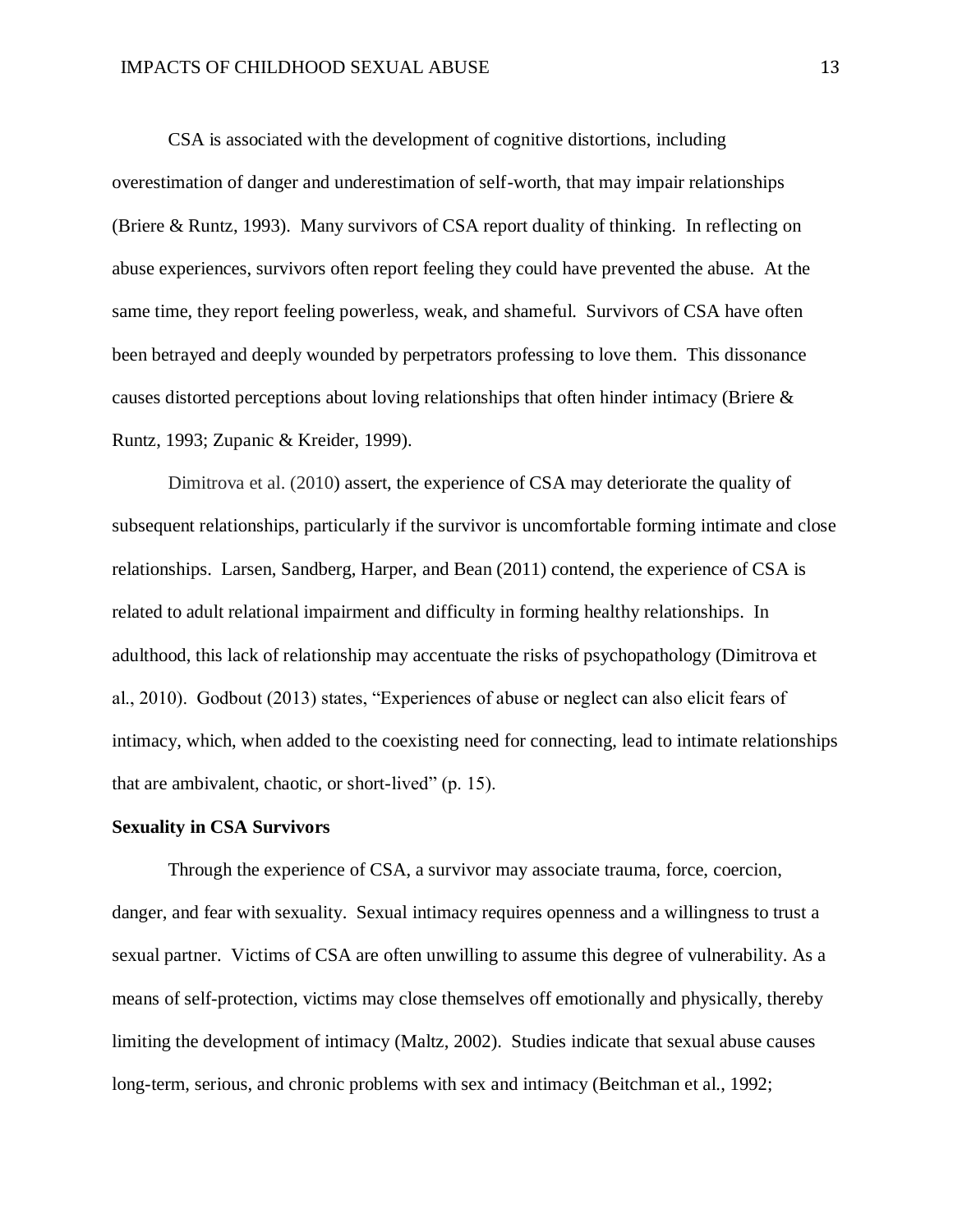CSA is associated with the development of cognitive distortions, including overestimation of danger and underestimation of self-worth, that may impair relationships (Briere & Runtz, 1993). Many survivors of CSA report duality of thinking. In reflecting on abuse experiences, survivors often report feeling they could have prevented the abuse. At the same time, they report feeling powerless, weak, and shameful. Survivors of CSA have often been betrayed and deeply wounded by perpetrators professing to love them. This dissonance causes distorted perceptions about loving relationships that often hinder intimacy (Briere & Runtz, 1993; Zupanic & Kreider, 1999).

Dimitrova et al. (2010) assert, the experience of CSA may deteriorate the quality of subsequent relationships, particularly if the survivor is uncomfortable forming intimate and close relationships. Larsen, Sandberg, Harper, and Bean (2011) contend, the experience of CSA is related to adult relational impairment and difficulty in forming healthy relationships. In adulthood, this lack of relationship may accentuate the risks of psychopathology (Dimitrova et al., 2010). Godbout (2013) states, "Experiences of abuse or neglect can also elicit fears of intimacy, which, when added to the coexisting need for connecting, lead to intimate relationships that are ambivalent, chaotic, or short-lived" (p. 15).

**Sexuality in CSA Survivors**

Through the experience of CSA, a survivor may associate trauma, force, coercion, danger, and fear with sexuality. Sexual intimacy requires openness and a willingness to trust a sexual partner. Victims of CSA are often unwilling to assume this degree of vulnerability. As a means of self-protection, victims may close themselves off emotionally and physically, thereby limiting the development of intimacy (Maltz, 2002). Studies indicate that sexual abuse causes long-term, serious, and chronic problems with sex and intimacy (Beitchman et al., 1992;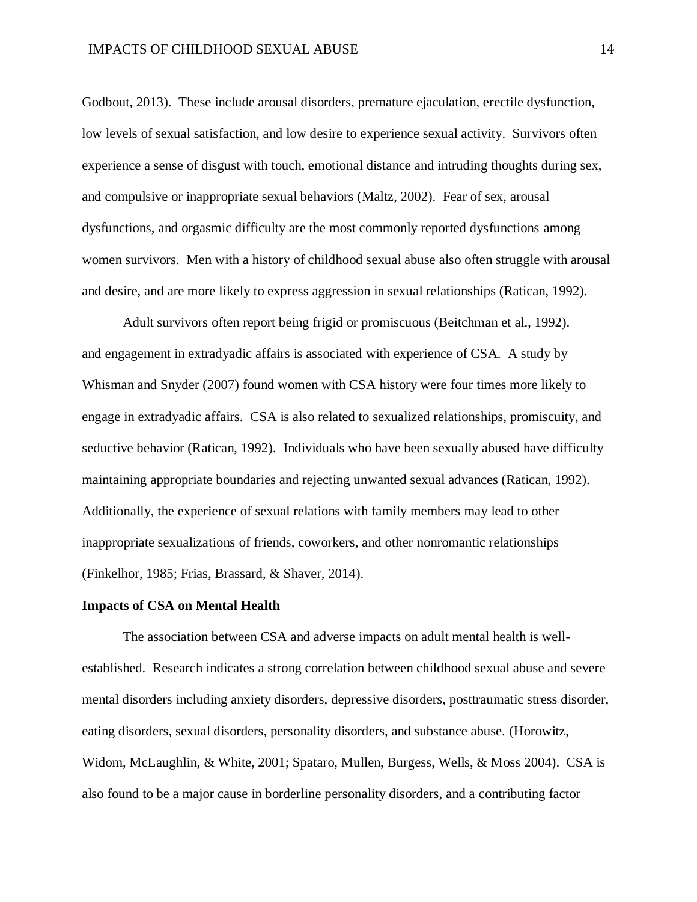Godbout, 2013). These include arousal disorders, premature ejaculation, erectile dysfunction, low levels of sexual satisfaction, and low desire to experience sexual activity. Survivors often experience a sense of disgust with touch, emotional distance and intruding thoughts during sex, and compulsive or inappropriate sexual behaviors (Maltz, 2002). Fear of sex, arousal dysfunctions, and orgasmic difficulty are the most commonly reported dysfunctions among women survivors. Men with a history of childhood sexual abuse also often struggle with arousal and desire, and are more likely to express aggression in sexual relationships (Ratican, 1992).

Adult survivors often report being frigid or promiscuous (Beitchman et al., 1992). and engagement in extradyadic affairs is associated with experience of CSA. A study by Whisman and Snyder (2007) found women with CSA history were four times more likely to engage in extradyadic affairs. CSA is also related to sexualized relationships, promiscuity, and seductive behavior (Ratican, 1992). Individuals who have been sexually abused have difficulty maintaining appropriate boundaries and rejecting unwanted sexual advances (Ratican, 1992). Additionally, the experience of sexual relations with family members may lead to other inappropriate sexualizations of friends, coworkers, and other nonromantic relationships (Finkelhor, 1985; Frias, Brassard, & Shaver, 2014).

**Impacts of CSA on Mental Health**

The association between CSA and adverse impacts on adult mental health is well-established. Research indicates a strong correlation between childhood sexual abuse and severe mental disorders including anxiety disorders, depressive disorders, posttraumatic stress disorder, eating disorders, sexual disorders, personality disorders, and substance abuse. (Horowitz, Widom, McLaughlin, & White, 2001; Spataro, Mullen, Burgess, Wells, & Moss 2004). CSA is also found to be a major cause in borderline personality disorders, and a contributing factor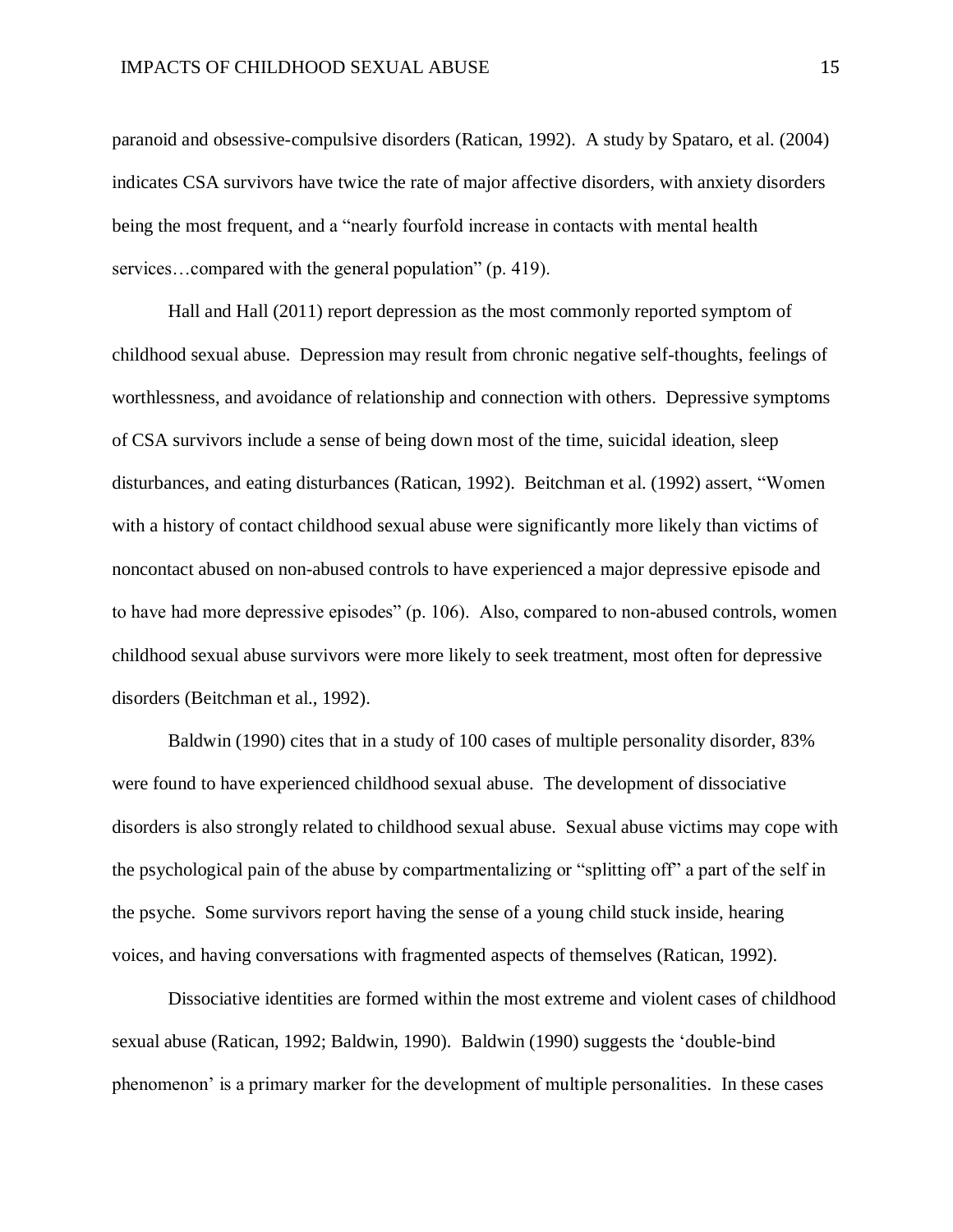paranoid and obsessive-compulsive disorders (Ratican, 1992). A study by Spataro, et al. (2004) indicates CSA survivors have twice the rate of major affective disorders, with anxiety disorders being the most frequent, and a "nearly fourfold increase in contacts with mental health services…compared with the general population" (p. 419).

Hall and Hall (2011) report depression as the most commonly reported symptom of childhood sexual abuse. Depression may result from chronic negative self-thoughts, feelings of worthlessness, and avoidance of relationship and connection with others. Depressive symptoms of CSA survivors include a sense of being down most of the time, suicidal ideation, sleep disturbances, and eating disturbances (Ratican, 1992). Beitchman et al. (1992) assert, "Women with a history of contact childhood sexual abuse were significantly more likely than victims of noncontact abused on non-abused controls to have experienced a major depressive episode and to have had more depressive episodes" (p. 106). Also, compared to non-abused controls, women childhood sexual abuse survivors were more likely to seek treatment, most often for depressive disorders (Beitchman et al., 1992).

Baldwin (1990) cites that in a study of 100 cases of multiple personality disorder, 83% were found to have experienced childhood sexual abuse. The development of dissociative disorders is also strongly related to childhood sexual abuse. Sexual abuse victims may cope with the psychological pain of the abuse by compartmentalizing or "splitting off" a part of the self in the psyche. Some survivors report having the sense of a young child stuck inside, hearing voices, and having conversations with fragmented aspects of themselves (Ratican, 1992).

Dissociative identities are formed within the most extreme and violent cases of childhood sexual abuse (Ratican, 1992; Baldwin, 1990). Baldwin (1990) suggests the 'double-bind phenomenon' is a primary marker for the development of multiple personalities. In these cases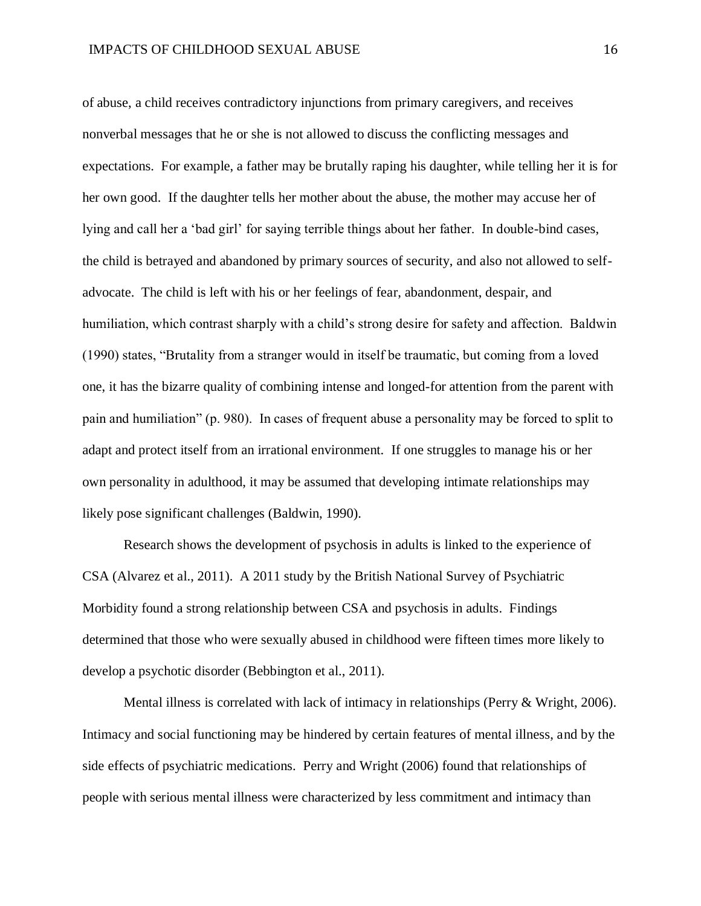of abuse, a child receives contradictory injunctions from primary caregivers, and receives nonverbal messages that he or she is not allowed to discuss the conflicting messages and expectations. For example, a father may be brutally raping his daughter, while telling her it is for her own good. If the daughter tells her mother about the abuse, the mother may accuse her of lying and call her a 'bad girl' for saying terrible things about her father. In double-bind cases, the child is betrayed and abandoned by primary sources of security, and also not allowed to self-advocate. The child is left with his or her feelings of fear, abandonment, despair, and humiliation, which contrast sharply with a child's strong desire for safety and affection. Baldwin (1990) states, "Brutality from a stranger would in itself be traumatic, but coming from a loved one, it has the bizarre quality of combining intense and longed-for attention from the parent with pain and humiliation" (p. 980). In cases of frequent abuse a personality may be forced to split to adapt and protect itself from an irrational environment. If one struggles to manage his or her own personality in adulthood, it may be assumed that developing intimate relationships may likely pose significant challenges (Baldwin, 1990).

Research shows the development of psychosis in adults is linked to the experience of CSA (Alvarez et al., 2011). A 2011 study by the British National Survey of Psychiatric Morbidity found a strong relationship between CSA and psychosis in adults. Findings determined that those who were sexually abused in childhood were fifteen times more likely to develop a psychotic disorder (Bebbington et al., 2011).

Mental illness is correlated with lack of intimacy in relationships (Perry & Wright, 2006). Intimacy and social functioning may be hindered by certain features of mental illness, and by the side effects of psychiatric medications. Perry and Wright (2006) found that relationships of people with serious mental illness were characterized by less commitment and intimacy than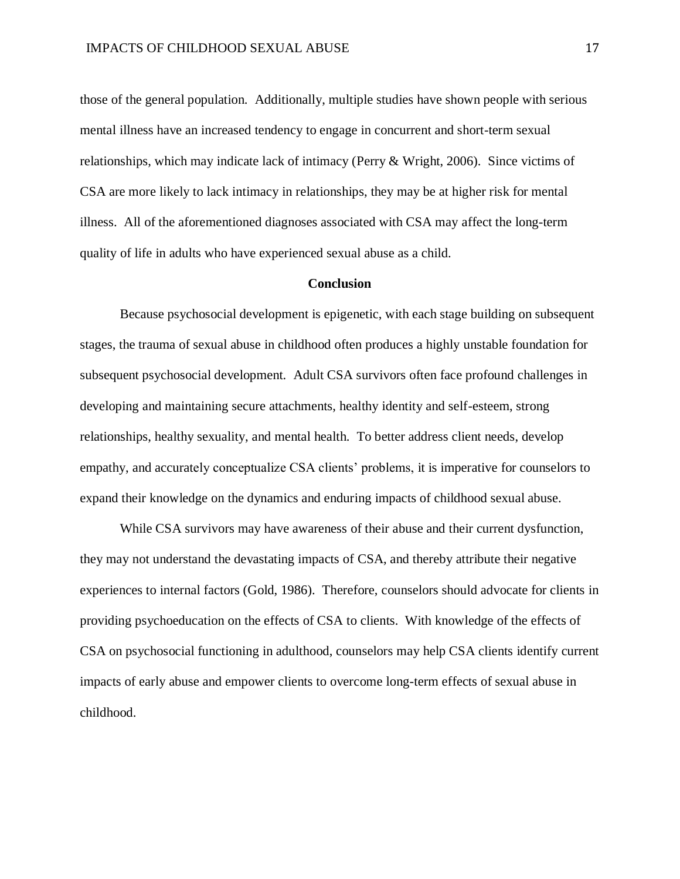those of the general population. Additionally, multiple studies have shown people with serious mental illness have an increased tendency to engage in concurrent and short-term sexual relationships, which may indicate lack of intimacy (Perry & Wright, 2006). Since victims of CSA are more likely to lack intimacy in relationships, they may be at higher risk for mental illness. All of the aforementioned diagnoses associated with CSA may affect the long-term quality of life in adults who have experienced sexual abuse as a child.

## Conclusion

Because psychosocial development is epigenetic, with each stage building on subsequent stages, the trauma of sexual abuse in childhood often produces a highly unstable foundation for subsequent psychosocial development. Adult CSA survivors often face profound challenges in developing and maintaining secure attachments, healthy identity and self-esteem, strong relationships, healthy sexuality, and mental health. To better address client needs, develop empathy, and accurately conceptualize CSA clients' problems, it is imperative for counselors to expand their knowledge on the dynamics and enduring impacts of childhood sexual abuse.

While CSA survivors may have awareness of their abuse and their current dysfunction, they may not understand the devastating impacts of CSA, and thereby attribute their negative experiences to internal factors (Gold, 1986). Therefore, counselors should advocate for clients in providing psychoeducation on the effects of CSA to clients. With knowledge of the effects of CSA on psychosocial functioning in adulthood, counselors may help CSA clients identify current impacts of early abuse and empower clients to overcome long-term effects of sexual abuse in childhood.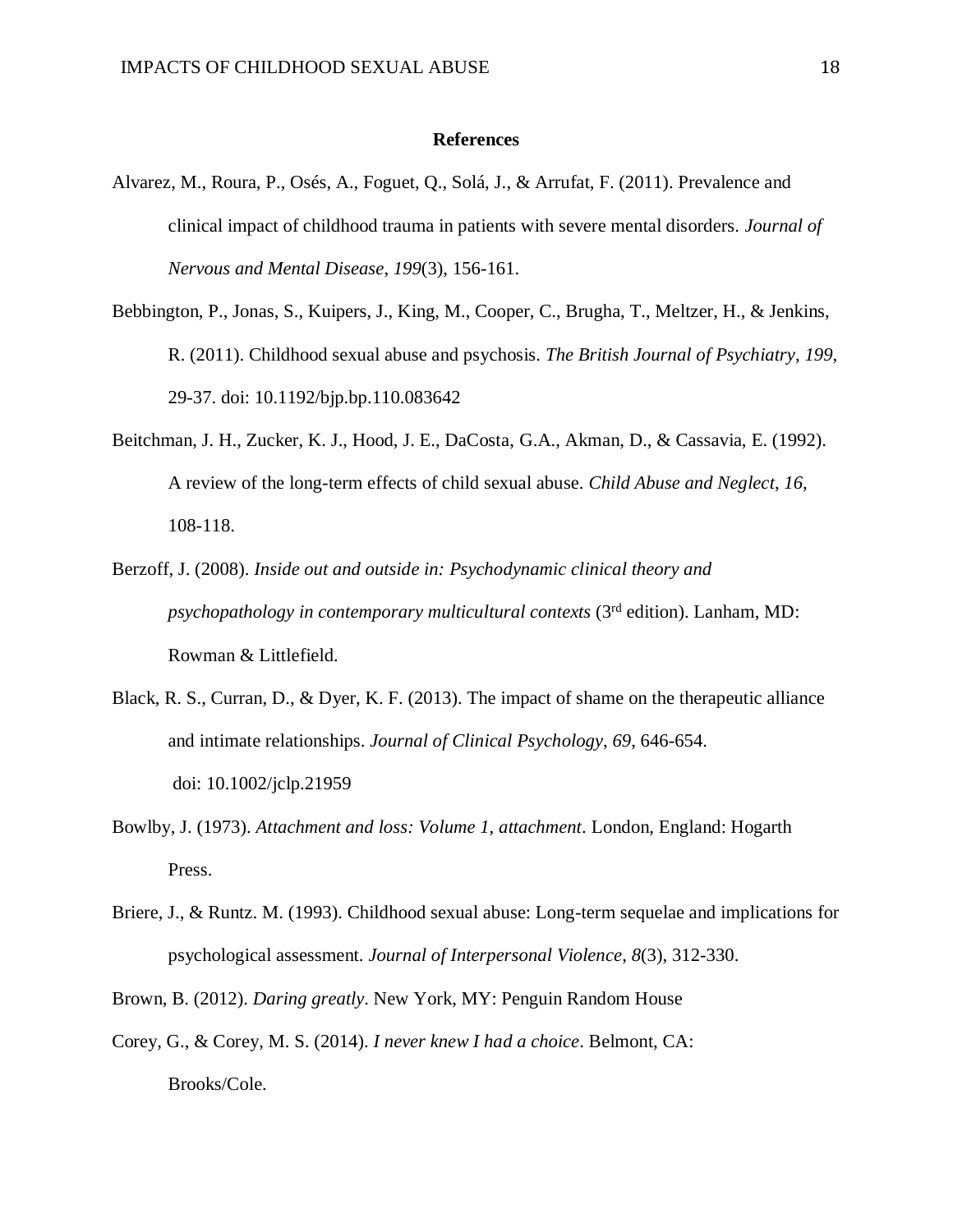## References

Alvarez, M., Roura, P., Osés, A., Foguet, Q., Solá, J., & Arrufat, F. (2011). Prevalence and clinical impact of childhood trauma in patients with severe mental disorders. *Journal of Nervous and Mental Disease*, *199*(3), 156-161.

Bebbington, P., Jonas, S., Kuipers, J., King, M., Cooper, C., Brugha, T., Meltzer, H., & Jenkins, R. (2011). Childhood sexual abuse and psychosis. *The British Journal of Psychiatry*, *199*, 29-37. doi: 10.1192/bjp.bp.110.083642

Beitchman, J. H., Zucker, K. J., Hood, J. E., DaCosta, G.A., Akman, D., & Cassavia, E. (1992). A review of the long-term effects of child sexual abuse. *Child Abuse and Neglect*, *16*, 108-118.

Berzoff, J. (2008). *Inside out and outside in: Psychodynamic clinical theory and psychopathology in contemporary multicultural contexts* (3rd edition). Lanham, MD: Rowman & Littlefield.

Black, R. S., Curran, D., & Dyer, K. F. (2013). The impact of shame on the therapeutic alliance and intimate relationships. *Journal of Clinical Psychology, 69*, 646-654. doi: 10.1002/jclp.21959

Bowlby, J. (1973). *Attachment and loss: Volume 1, attachment*. London, England: Hogarth Press.

Briere, J., & Runtz. M. (1993). Childhood sexual abuse: Long-term sequelae and implications for psychological assessment. *Journal of Interpersonal Violence*, *8*(3), 312-330.

Brown, B. (2012). *Daring greatly*. New York, MY: Penguin Random House

Corey, G., & Corey, M. S. (2014). *I never knew I had a choice*. Belmont, CA: Brooks/Cole.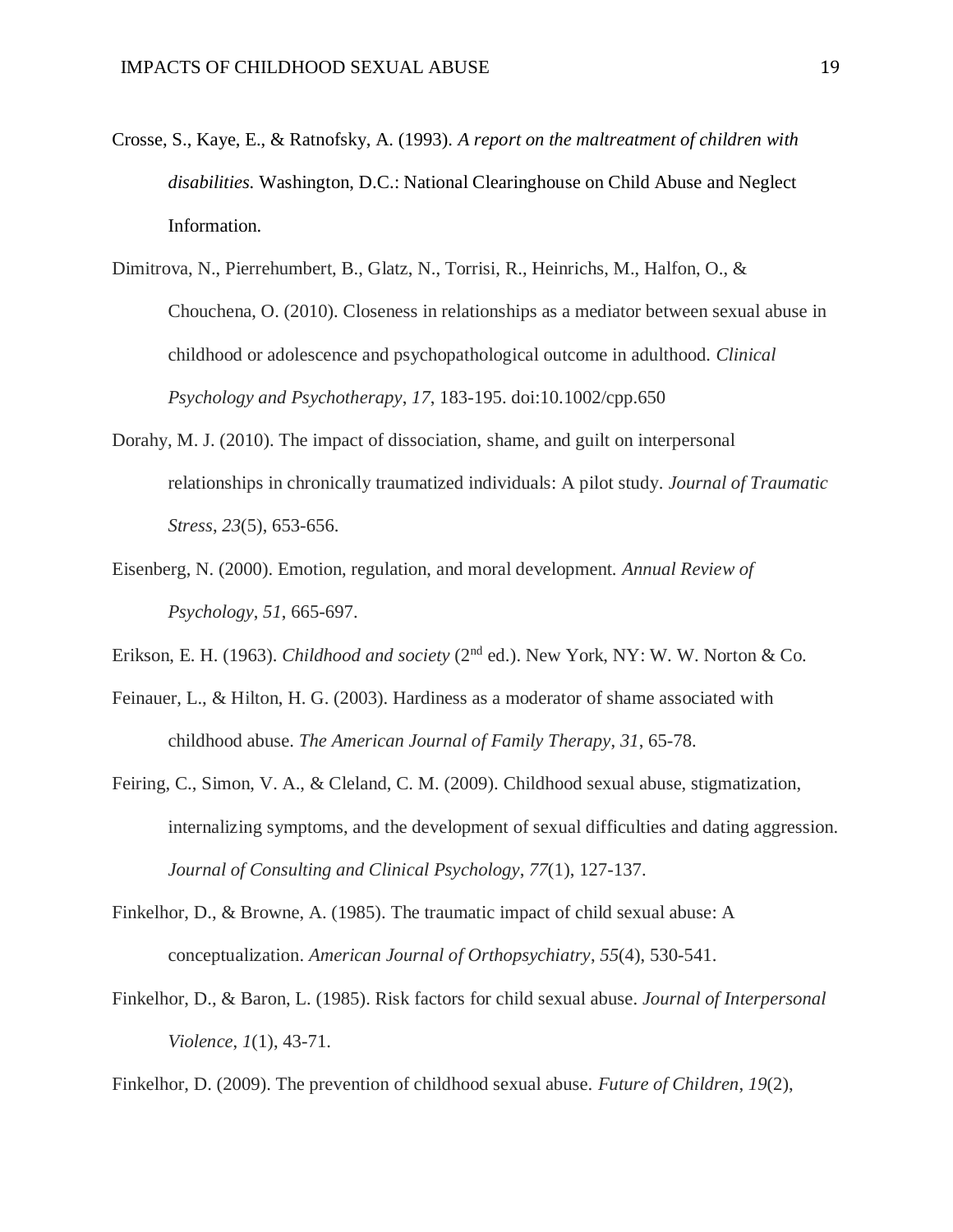Crosse, S., Kaye, E., & Ratnofsky, A. (1993). *A report on the maltreatment of children with disabilities.* Washington, D.C.: National Clearinghouse on Child Abuse and Neglect Information.

Dimitrova, N., Pierrehumbert, B., Glatz, N., Torrisi, R., Heinrichs, M., Halfon, O., & Chouchena, O. (2010). Closeness in relationships as a mediator between sexual abuse in childhood or adolescence and psychopathological outcome in adulthood. *Clinical Psychology and Psychotherapy*, *17*, 183-195. doi:10.1002/cpp.650

Dorahy, M. J. (2010). The impact of dissociation, shame, and guilt on interpersonal relationships in chronically traumatized individuals: A pilot study. *Journal of Traumatic Stress*, *23*(5), 653-656.

Eisenberg, N. (2000). Emotion, regulation, and moral development. *Annual Review of Psychology*, *51*, 665-697.

Erikson, E. H. (1963). *Childhood and society* (2nd ed.). New York, NY: W. W. Norton & Co.

Feinauer, L., & Hilton, H. G. (2003). Hardiness as a moderator of shame associated with childhood abuse. *The American Journal of Family Therapy*, *31*, 65-78.

Feiring, C., Simon, V. A., & Cleland, C. M. (2009). Childhood sexual abuse, stigmatization, internalizing symptoms, and the development of sexual difficulties and dating aggression. *Journal of Consulting and Clinical Psychology*, *77*(1), 127-137.

Finkelhor, D., & Browne, A. (1985). The traumatic impact of child sexual abuse: A conceptualization. *American Journal of Orthopsychiatry*, *55*(4), 530-541.

Finkelhor, D., & Baron, L. (1985). Risk factors for child sexual abuse. *Journal of Interpersonal Violence*, *1*(1), 43-71.

Finkelhor, D. (2009). The prevention of childhood sexual abuse. *Future of Children*, *19*(2),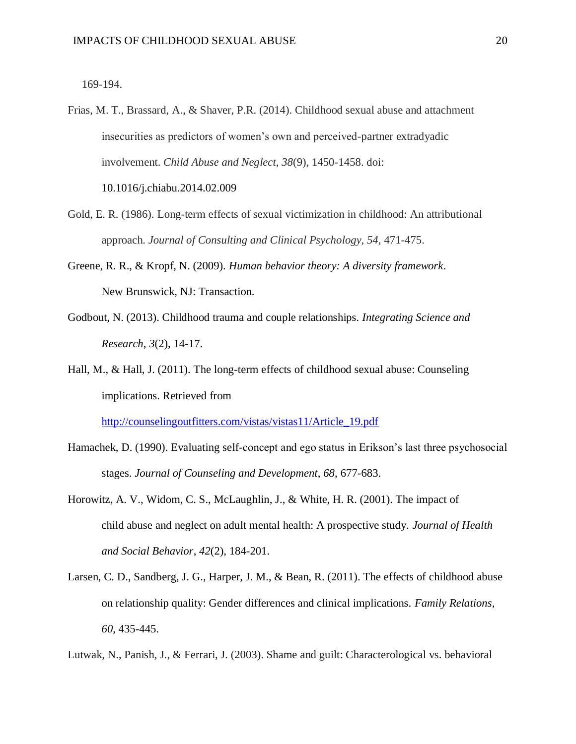169-194.

Frias, M. T., Brassard, A., & Shaver, P.R. (2014). Childhood sexual abuse and attachment insecurities as predictors of women's own and perceived-partner extradyadic involvement. *Child Abuse and Neglect*, *38*(9), 1450-1458. doi: 10.1016/j.chiabu.2014.02.009

Gold, E. R. (1986). Long-term effects of sexual victimization in childhood: An attributional approach. *Journal of Consulting and Clinical Psychology, 54,* 471-475.

Greene, R. R., & Kropf, N. (2009). *Human behavior theory: A diversity framework*. New Brunswick, NJ: Transaction.

Godbout, N. (2013). Childhood trauma and couple relationships. *Integrating Science and Research*, *3*(2), 14-17.

Hall, M., & Hall, J. (2011). The long-term effects of childhood sexual abuse: Counseling implications. Retrieved from http://counselingoutfitters.com/vistas/vistas11/Article_19.pdf

Hamachek, D. (1990). Evaluating self-concept and ego status in Erikson's last three psychosocial stages. *Journal of Counseling and Development*, *68*, 677-683.

Horowitz, A. V., Widom, C. S., McLaughlin, J., & White, H. R. (2001). The impact of child abuse and neglect on adult mental health: A prospective study. *Journal of Health and Social Behavior*, *42*(2), 184-201.

Larsen, C. D., Sandberg, J. G., Harper, J. M., & Bean, R. (2011). The effects of childhood abuse on relationship quality: Gender differences and clinical implications. *Family Relations, 60*, 435-445.

Lutwak, N., Panish, J., & Ferrari, J. (2003). Shame and guilt: Characterological vs. behavioral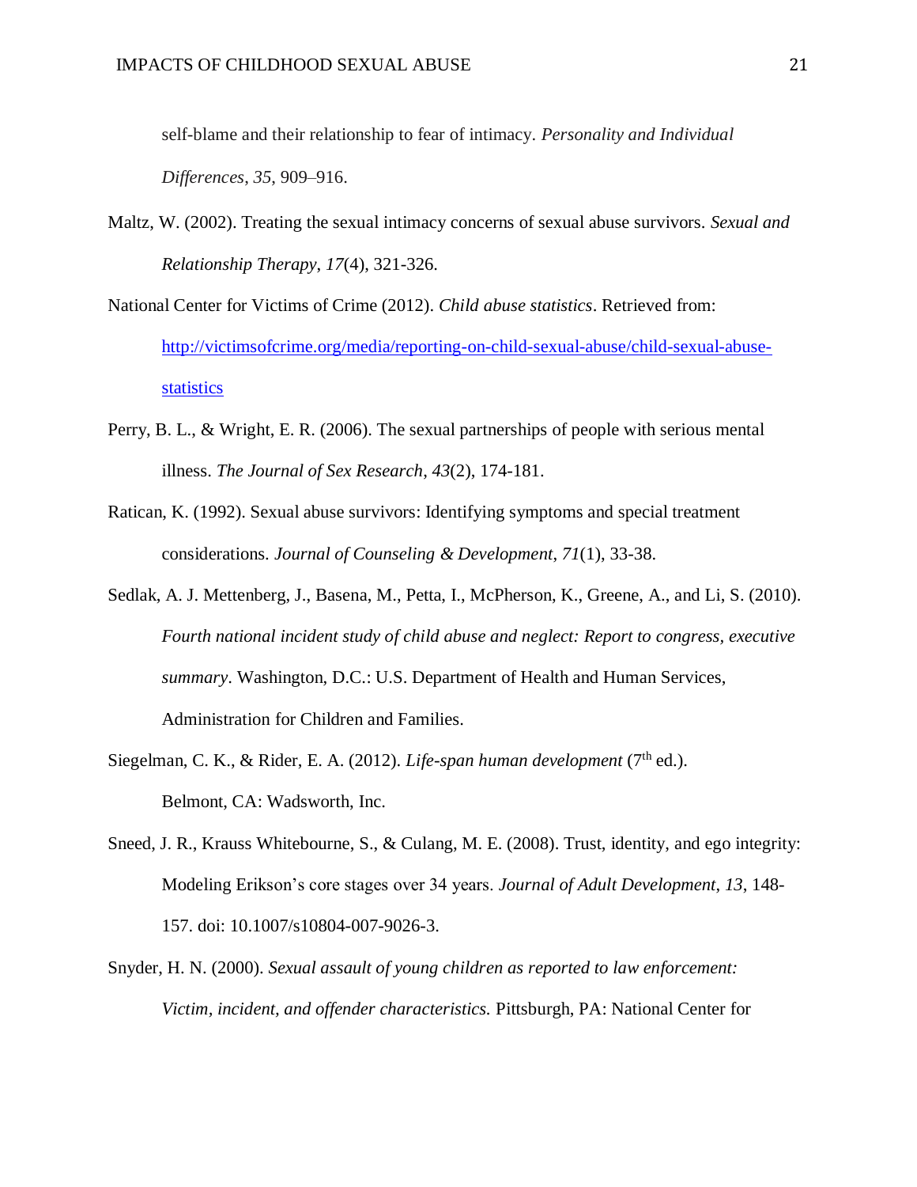self-blame and their relationship to fear of intimacy. *Personality and Individual Differences*, *35*, 909–916.

Maltz, W. (2002). Treating the sexual intimacy concerns of sexual abuse survivors. *Sexual and Relationship Therapy*, *17*(4), 321-326.

National Center for Victims of Crime (2012). *Child abuse statistics*. Retrieved from: [http://victimsofcrime.org/media/reporting-on-child-sexual-abuse/child-sexual-abuse-statistics](http://victimsofcrime.org/media/reporting-on-child-sexual-abuse/child-sexual-abuse-statistics)

Perry, B. L., & Wright, E. R. (2006). The sexual partnerships of people with serious mental illness. *The Journal of Sex Research*, *43*(2), 174-181.

Ratican, K. (1992). Sexual abuse survivors: Identifying symptoms and special treatment considerations. *Journal of Counseling & Development*, *71*(1), 33-38.

Sedlak, A. J. Mettenberg, J., Basena, M., Petta, I., McPherson, K., Greene, A., and Li, S. (2010). *Fourth national incident study of child abuse and neglect: Report to congress, executive summary*. Washington, D.C.: U.S. Department of Health and Human Services, Administration for Children and Families.

Siegelman, C. K., & Rider, E. A. (2012). *Life-span human development* (7th ed.). Belmont, CA: Wadsworth, Inc.

Sneed, J. R., Krauss Whitebourne, S., & Culang, M. E. (2008). Trust, identity, and ego integrity: Modeling Erikson's core stages over 34 years. *Journal of Adult Development*, *13*, 148-157. doi: 10.1007/s10804-007-9026-3.

Snyder, H. N. (2000). *Sexual assault of young children as reported to law enforcement: Victim, incident, and offender characteristics.* Pittsburgh, PA: National Center for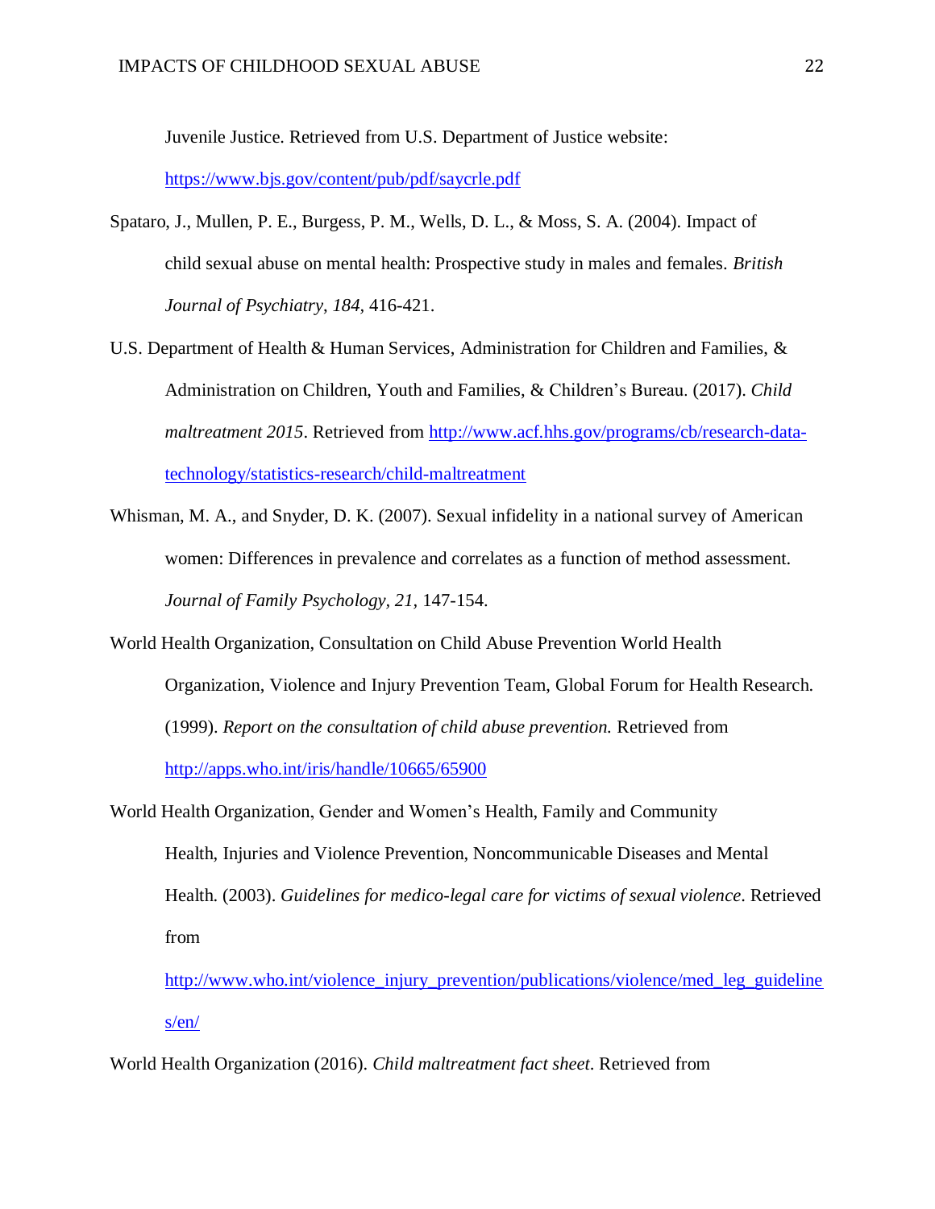Juvenile Justice. Retrieved from U.S. Department of Justice website: https://www.bjs.gov/content/pub/pdf/saycrle.pdf

Spataro, J., Mullen, P. E., Burgess, P. M., Wells, D. L., & Moss, S. A. (2004). Impact of child sexual abuse on mental health: Prospective study in males and females. *British Journal of Psychiatry, 184,* 416-421.

U.S. Department of Health & Human Services, Administration for Children and Families, & Administration on Children, Youth and Families, & Children's Bureau. (2017). *Child maltreatment 2015*. Retrieved from http://www.acf.hhs.gov/programs/cb/research-data-technology/statistics-research/child-maltreatment

Whisman, M. A., and Snyder, D. K. (2007). Sexual infidelity in a national survey of American women: Differences in prevalence and correlates as a function of method assessment. *Journal of Family Psychology, 21,* 147-154.

World Health Organization, Consultation on Child Abuse Prevention World Health Organization, Violence and Injury Prevention Team, Global Forum for Health Research. (1999). *Report on the consultation of child abuse prevention.* Retrieved from http://apps.who.int/iris/handle/10665/65900

World Health Organization, Gender and Women's Health, Family and Community Health, Injuries and Violence Prevention, Noncommunicable Diseases and Mental Health. (2003). *Guidelines for medico-legal care for victims of sexual violence*. Retrieved from http://www.who.int/violence_injury_prevention/publications/violence/med_leg_guidelines/en/

World Health Organization (2016). *Child maltreatment fact sheet*. Retrieved from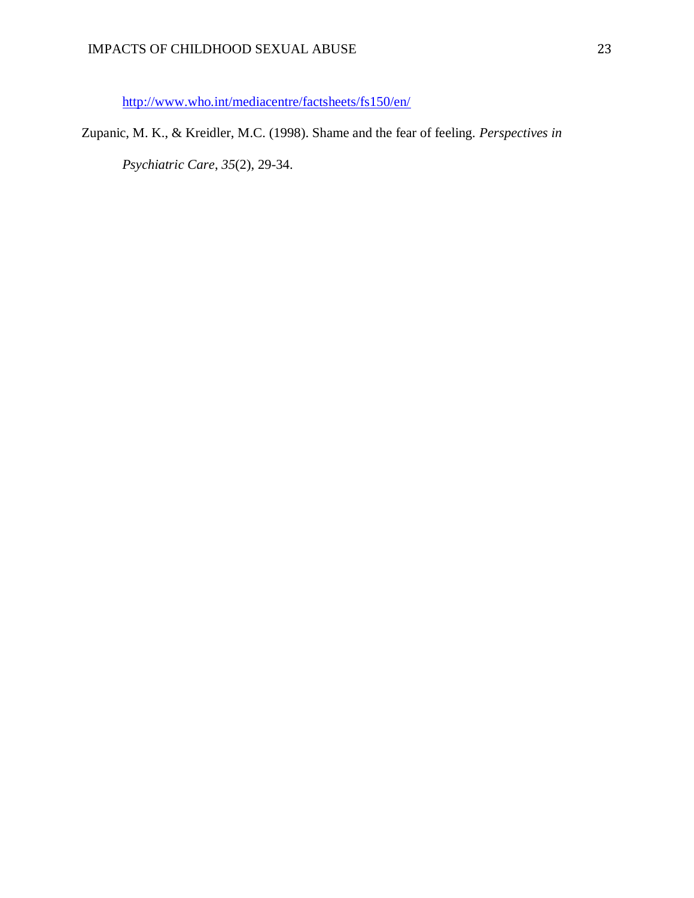http://www.who.int/mediacentre/factsheets/fs150/en/

Zupanic, M. K., & Kreidler, M.C. (1998). Shame and the fear of feeling. *Perspectives in Psychiatric Care*, *35*(2), 29-34.